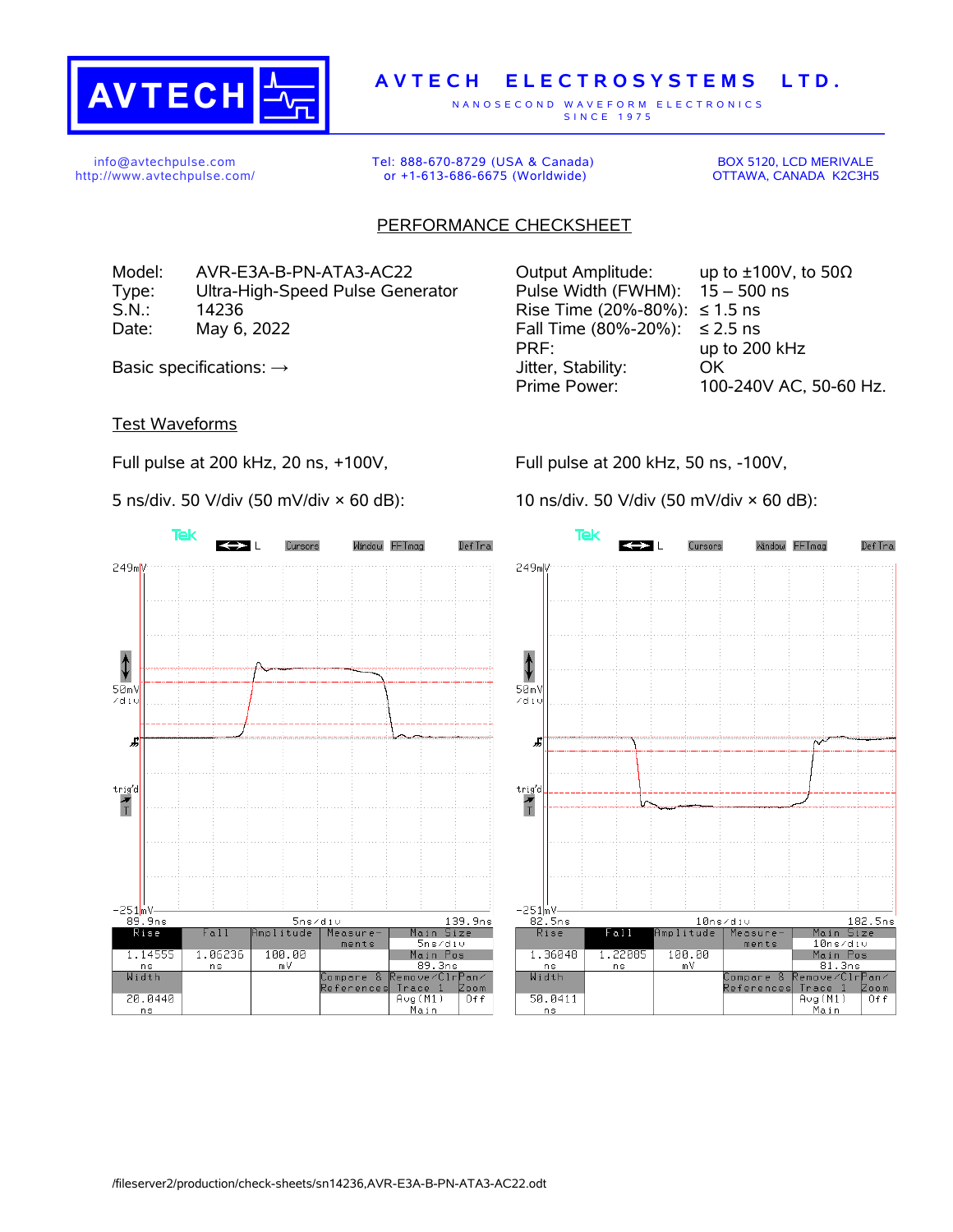**AVTECH ELECTROSYSTEMS LTD.**

NANOSECOND WAVEFORM ELECTRONICS
SINCE 1975

info@avtechpulse.com
http://www.avtechpulse.com/

Tel: 888-670-8729 (USA & Canada)
or +1-613-686-6675 (Worldwide)

BOX 5120, LCD MERIVALE
OTTAWA, CANADA K2C3H5

## PERFORMANCE CHECKSHEET

| | |
|---|---|
| Model: | AVR-E3A-B-PN-ATA3-AC22 |
| Type: | Ultra-High-Speed Pulse Generator |
| S.N.: | 14236 |
| Date: | May 6, 2022 |

Basic specifications: →

| | |
|---|---|
| Output Amplitude: | up to ±100V, to 50Ω |
| Pulse Width (FWHM): | 15 – 500 ns |
| Rise Time (20%-80%): | ≤ 1.5 ns |
| Fall Time (80%-20%): | ≤ 2.5 ns |
| PRF: | up to 200 kHz |
| Jitter, Stability: | OK |
| Prime Power: | 100-240V AC, 50-60 Hz. |

### Test Waveforms

Full pulse at 200 kHz, 20 ns, +100V,

5 ns/div. 50 V/div (50 mV/div × 60 dB):

Full pulse at 200 kHz, 50 ns, -100V,

10 ns/div. 50 V/div (50 mV/div × 60 dB):

/fileserver2/production/check-sheets/sn14236,AVR-E3A-B-PN-ATA3-AC22.odt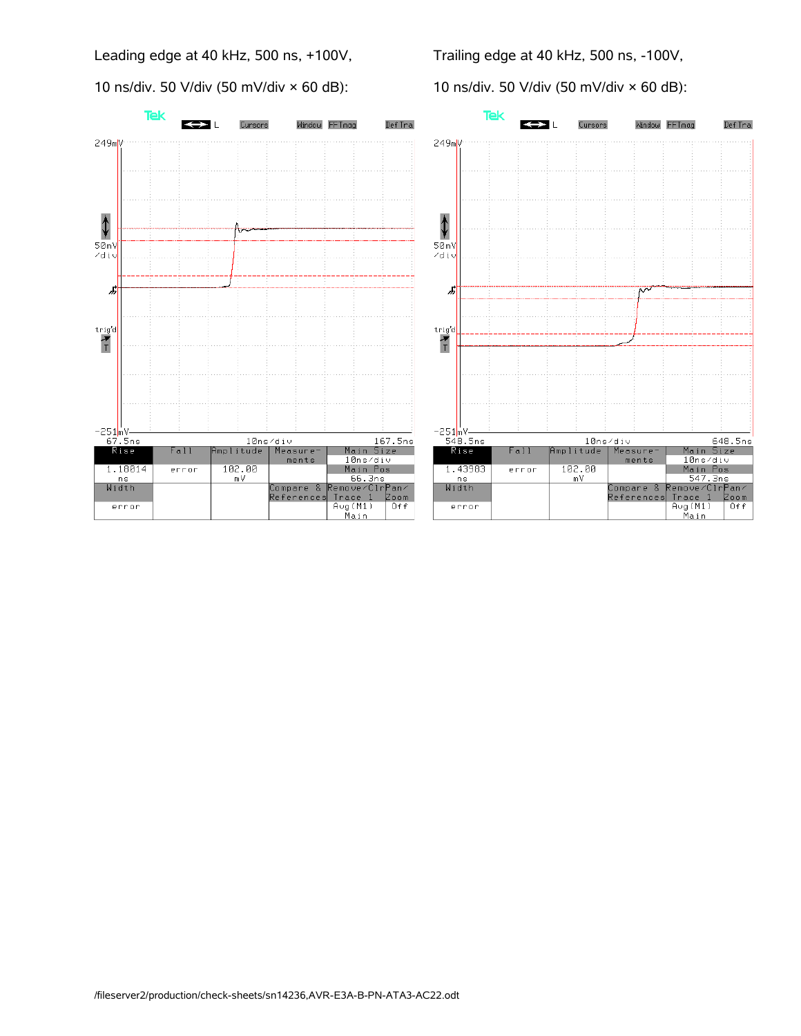Leading edge at 40 kHz, 500 ns, +100V,

10 ns/div. 50 V/div (50 mV/div × 60 dB):

| Rise | Fall | Amplitude | Measure-ments | Main Size | |
|---|---|---|---|---|---|
| 1.18814 ns | error | 102.00 mV | | 10ns/div | |
| | | | | Main Pos | |
| | | | | 66.3ns | |
| Width | | | Compare & References | Remove/Clr Trace 1 | Pan/Zoom |
| error | | | | Avg(M1) Main | Off |

Trailing edge at 40 kHz, 500 ns, -100V,

10 ns/div. 50 V/div (50 mV/div × 60 dB):

| Rise | Fall | Amplitude | Measure-ments | Main Size | |
|---|---|---|---|---|---|
| 1.43983 ns | error | 102.00 mV | | 10ns/div | |
| | | | | Main Pos | |
| | | | | 547.3ns | |
| Width | | | Compare & References | Remove/Clr Trace 1 | Pan/Zoom |
| error | | | | Avg(M1) Main | Off |

/fileserver2/production/check-sheets/sn14236,AVR-E3A-B-PN-ATA3-AC22.odt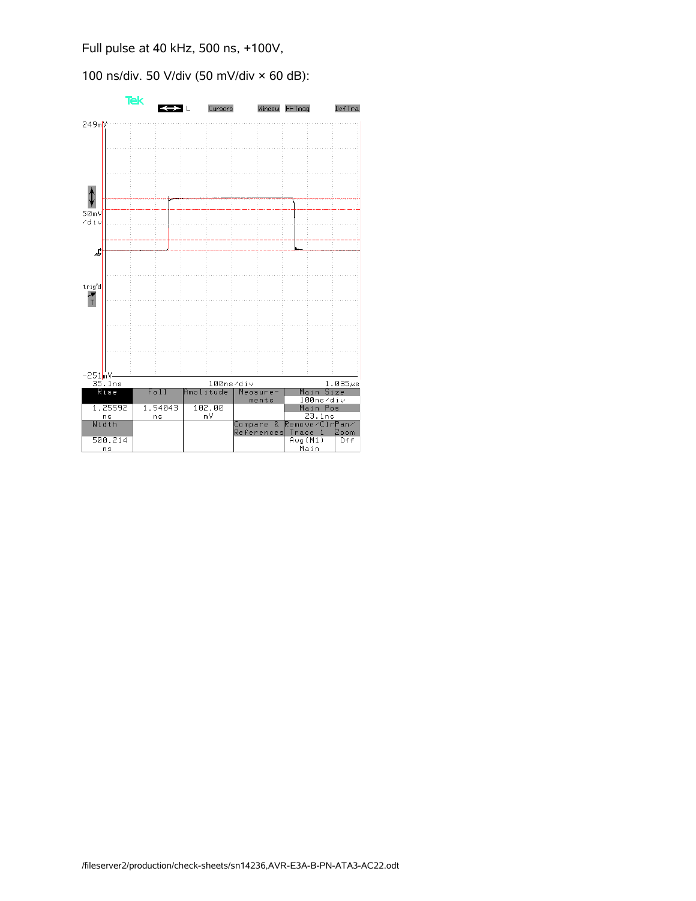Full pulse at 40 kHz, 500 ns, +100V,

100 ns/div. 50 V/div (50 mV/div × 60 dB):

Tek

Cursors Window FFTmag Def Tra

249mV

50mV /div

trig'd

-251mV

35.1ns 100ns/div 1.035µs

Rise: 1.25592 ns

Fall: 1.54043 ns

Amplitude: 102.00 mV

Measure-ments

Main Size: 100ns/div

Main Pos: 23.1ns

Width: 500.214 ns

Compare & References

Remove/Clr Trace 1: Avg(M1) Main

Pan/Zoom: Off

/fileserver2/production/check-sheets/sn14236,AVR-E3A-B-PN-ATA3-AC22.odt